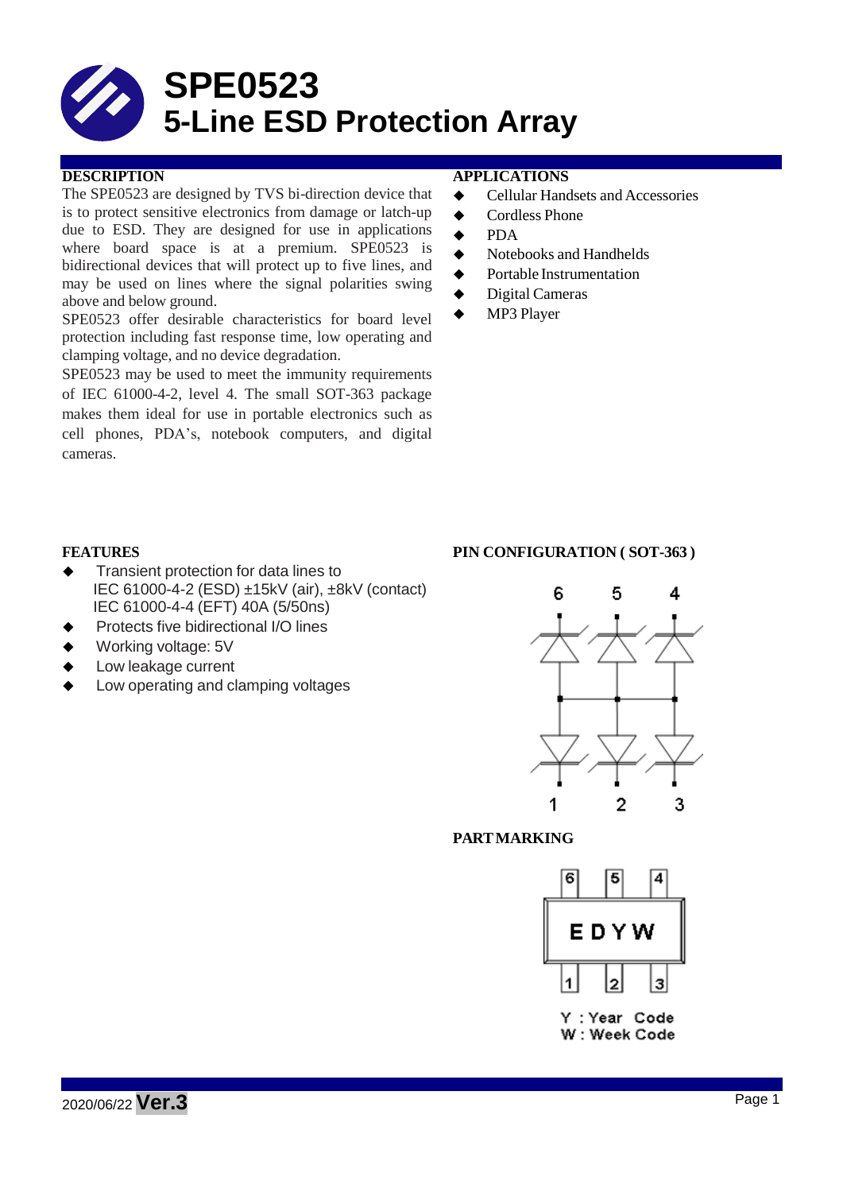# SPE0523
# 5-Line ESD Protection Array

## DESCRIPTION

The SPE0523 are designed by TVS bi-direction device that is to protect sensitive electronics from damage or latch-up due to ESD. They are designed for use in applications where board space is at a premium. SPE0523 is bidirectional devices that will protect up to five lines, and may be used on lines where the signal polarities swing above and below ground.

SPE0523 offer desirable characteristics for board level protection including fast response time, low operating and clamping voltage, and no device degradation.

SPE0523 may be used to meet the immunity requirements of IEC 61000-4-2, level 4. The small SOT-363 package makes them ideal for use in portable electronics such as cell phones, PDA's, notebook computers, and digital cameras.

## APPLICATIONS

- Cellular Handsets and Accessories
- Cordless Phone
- PDA
- Notebooks and Handhelds
- Portable Instrumentation
- Digital Cameras
- MP3 Player

## FEATURES

- Transient protection for data lines to
  IEC 61000-4-2 (ESD) ±15kV (air), ±8kV (contact)
  IEC 61000-4-4 (EFT) 40A (5/50ns)
- Protects five bidirectional I/O lines
- Working voltage: 5V
- Low leakage current
- Low operating and clamping voltages

## PIN CONFIGURATION ( SOT-363 )

## PART MARKING

E D Y W

Y : Year Code
W : Week Code

2020/06/22 **Ver.3**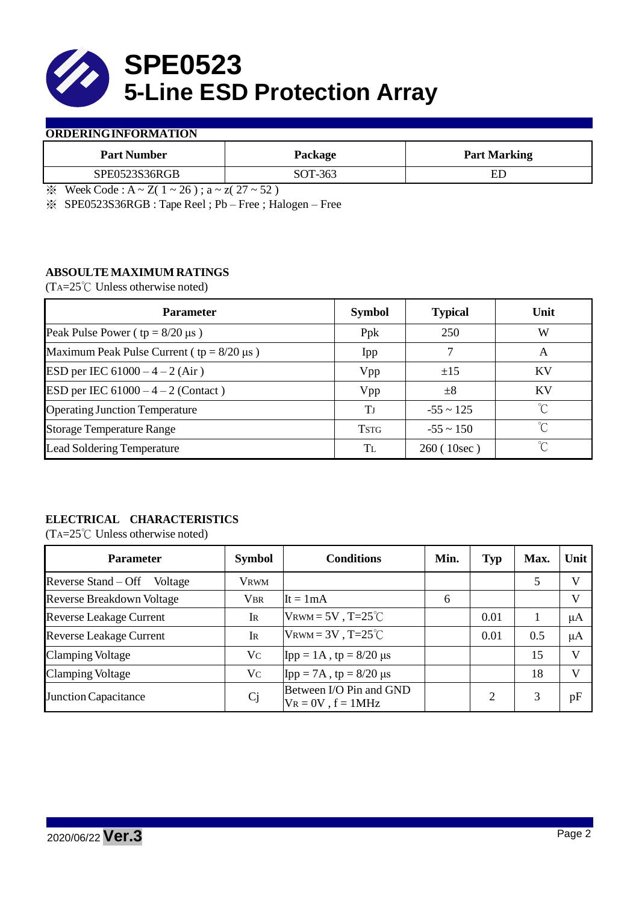# SPE0523
# 5-Line ESD Protection Array

## ORDERING INFORMATION

| Part Number | Package | Part Marking |
|---|---|---|
| SPE0523S36RGB | SOT-363 | ED |

※ Week Code : A ~ Z( 1 ~ 26 ) ; a ~ z( 27 ~ 52 )

※ SPE0523S36RGB : Tape Reel ; Pb – Free ; Halogen – Free

## ABSOULTE MAXIMUM RATINGS

($T_A$=25℃ Unless otherwise noted)

| Parameter | Symbol | Typical | Unit |
|---|---|---|---|
| Peak Pulse Power ( tp = 8/20 µs ) | Ppk | 250 | W |
| Maximum Peak Pulse Current ( tp = 8/20 µs ) | Ipp | 7 | A |
| ESD per IEC 61000 – 4 – 2 (Air ) | Vpp | ±15 | KV |
| ESD per IEC 61000 – 4 – 2 (Contact ) | Vpp | ±8 | KV |
| Operating Junction Temperature | $T_J$ | -55 ~ 125 | ℃ |
| Storage Temperature Range | $T_{STG}$ | -55 ~ 150 | ℃ |
| Lead Soldering Temperature | $T_L$ | 260 ( 10sec ) | ℃ |

## ELECTRICAL CHARACTERISTICS

($T_A$=25℃ Unless otherwise noted)

| Parameter | Symbol | Conditions | Min. | Typ | Max. | Unit |
|---|---|---|---|---|---|---|
| Reverse Stand – Off Voltage | $V_{RWM}$ | | | | 5 | V |
| Reverse Breakdown Voltage | $V_{BR}$ | It = 1mA | 6 | | | V |
| Reverse Leakage Current | $I_R$ | $V_{RWM}$ = 5V , T=25℃ | | 0.01 | 1 | µA |
| Reverse Leakage Current | $I_R$ | $V_{RWM}$ = 3V , T=25℃ | | 0.01 | 0.5 | µA |
| Clamping Voltage | $V_C$ | Ipp = 1A , tp = 8/20 µs | | | 15 | V |
| Clamping Voltage | $V_C$ | Ipp = 7A , tp = 8/20 µs | | | 18 | V |
| Junction Capacitance | Cj | Between I/O Pin and GND $V_R$ = 0V , f = 1MHz | | 2 | 3 | pF |

2020/06/22 **Ver.3**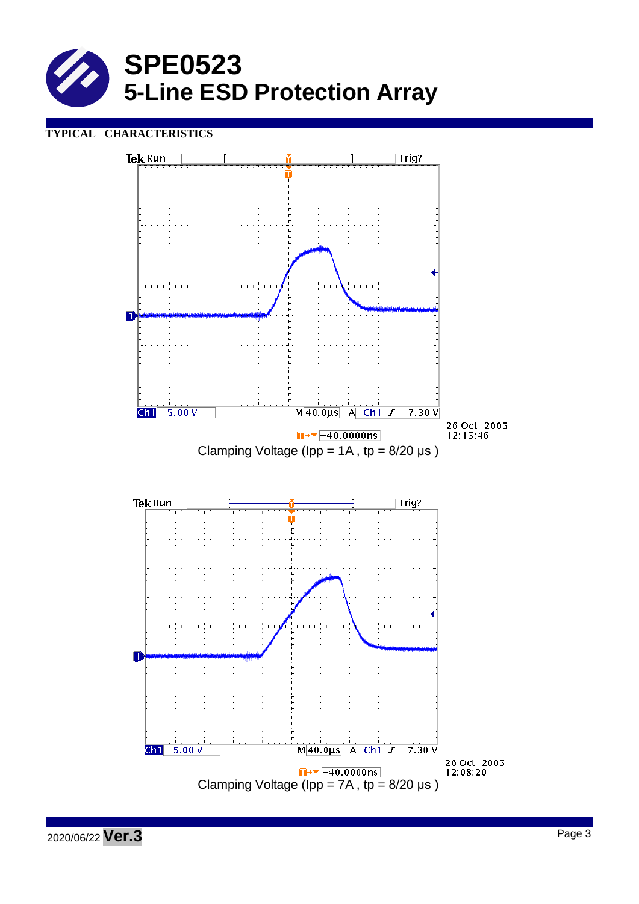## TYPICAL CHARACTERISTICS

Clamping Voltage (Ipp = 1A , tp = 8/20 μs )

Clamping Voltage (Ipp = 7A , tp = 8/20 μs )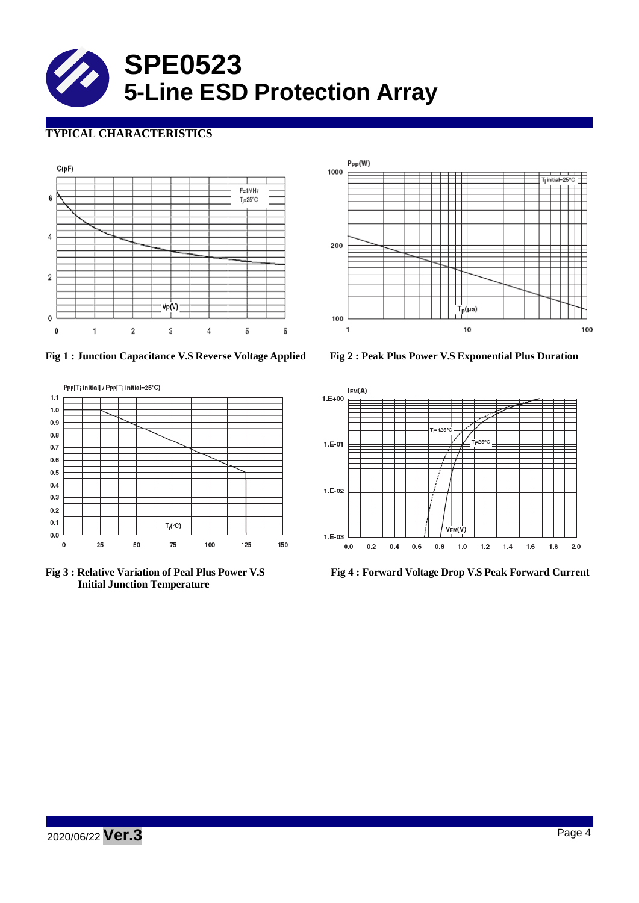# SPE0523
## 5-Line ESD Protection Array

### TYPICAL CHARACTERISTICS

**Fig 1 : Junction Capacitance V.S Reverse Voltage Applied**

**Fig 2 : Peak Plus Power V.S Exponential Plus Duration**

**Fig 3 : Relative Variation of Peal Plus Power V.S Initial Junction Temperature**

**Fig 4 : Forward Voltage Drop V.S Peak Forward Current**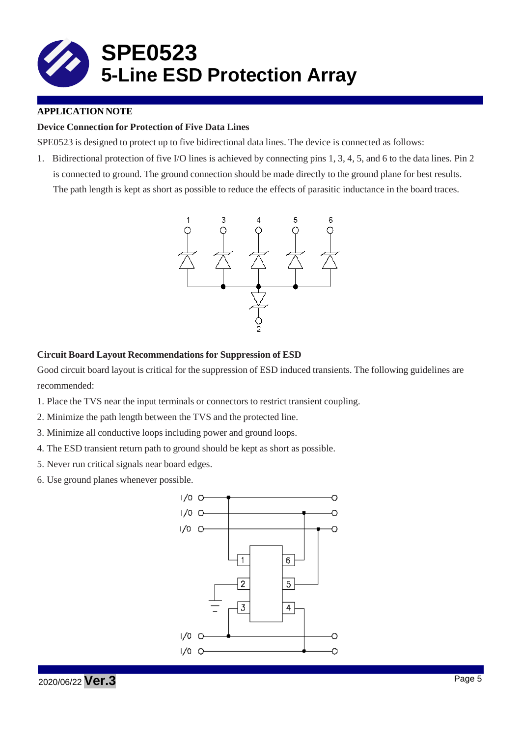**APPLICATION NOTE**

**Device Connection for Protection of Five Data Lines**

SPE0523 is designed to protect up to five bidirectional data lines. The device is connected as follows:

1. Bidirectional protection of five I/O lines is achieved by connecting pins 1, 3, 4, 5, and 6 to the data lines. Pin 2 is connected to ground. The ground connection should be made directly to the ground plane for best results. The path length is kept as short as possible to reduce the effects of parasitic inductance in the board traces.

**Circuit Board Layout Recommendations for Suppression of ESD**

Good circuit board layout is critical for the suppression of ESD induced transients. The following guidelines are recommended:

1. Place the TVS near the input terminals or connectors to restrict transient coupling.
2. Minimize the path length between the TVS and the protected line.
3. Minimize all conductive loops including power and ground loops.
4. The ESD transient return path to ground should be kept as short as possible.
5. Never run critical signals near board edges.
6. Use ground planes whenever possible.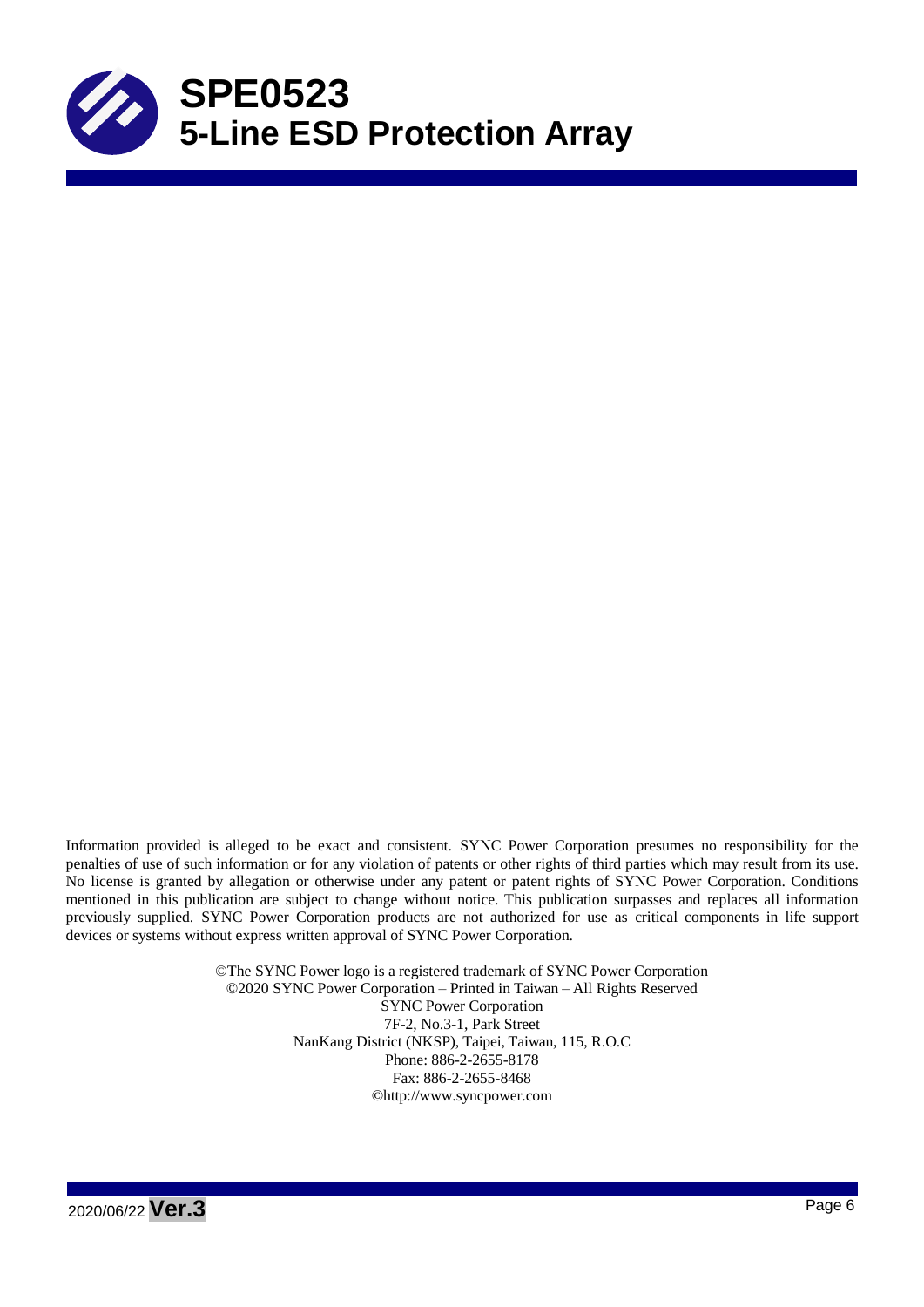Information provided is alleged to be exact and consistent. SYNC Power Corporation presumes no responsibility for the penalties of use of such information or for any violation of patents or other rights of third parties which may result from its use. No license is granted by allegation or otherwise under any patent or patent rights of SYNC Power Corporation. Conditions mentioned in this publication are subject to change without notice. This publication surpasses and replaces all information previously supplied. SYNC Power Corporation products are not authorized for use as critical components in life support devices or systems without express written approval of SYNC Power Corporation.

©The SYNC Power logo is a registered trademark of SYNC Power Corporation
©2020 SYNC Power Corporation – Printed in Taiwan – All Rights Reserved
SYNC Power Corporation
7F-2, No.3-1, Park Street
NanKang District (NKSP), Taipei, Taiwan, 115, R.O.C
Phone: 886-2-2655-8178
Fax: 886-2-2655-8468
©http://www.syncpower.com